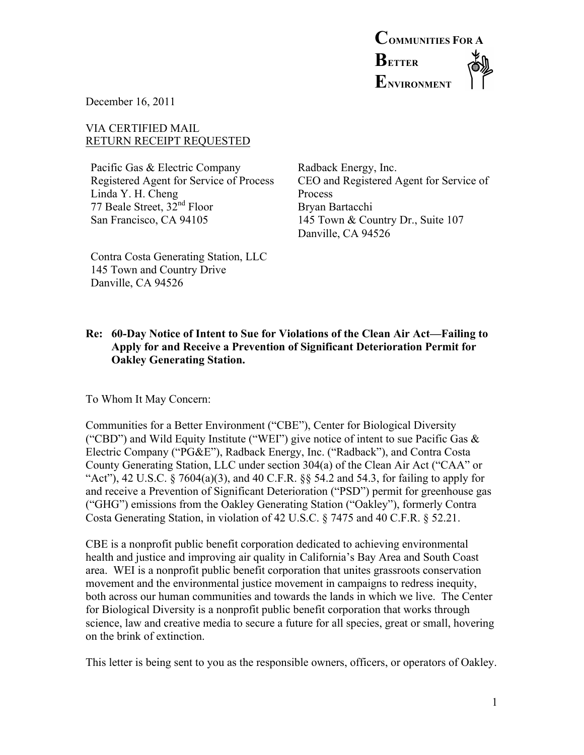**COMMUNITIES FOR A BETTER ENVIRONMENT**

December 16, 2011

VIA CERTIFIED MAIL
RETURN RECEIPT REQUESTED

Pacific Gas & Electric Company
Registered Agent for Service of Process
Linda Y. H. Cheng
77 Beale Street, 32nd Floor
San Francisco, CA 94105

Radback Energy, Inc.
CEO and Registered Agent for Service of Process
Bryan Bartacchi
145 Town & Country Dr., Suite 107
Danville, CA 94526

Contra Costa Generating Station, LLC
145 Town and Country Drive
Danville, CA 94526

**Re: 60-Day Notice of Intent to Sue for Violations of the Clean Air Act—Failing to Apply for and Receive a Prevention of Significant Deterioration Permit for Oakley Generating Station.**

To Whom It May Concern:

Communities for a Better Environment ("CBE"), Center for Biological Diversity ("CBD") and Wild Equity Institute ("WEI") give notice of intent to sue Pacific Gas & Electric Company ("PG&E"), Radback Energy, Inc. ("Radback"), and Contra Costa County Generating Station, LLC under section 304(a) of the Clean Air Act ("CAA" or "Act"), 42 U.S.C. § 7604(a)(3), and 40 C.F.R. §§ 54.2 and 54.3, for failing to apply for and receive a Prevention of Significant Deterioration ("PSD") permit for greenhouse gas ("GHG") emissions from the Oakley Generating Station ("Oakley"), formerly Contra Costa Generating Station, in violation of 42 U.S.C. § 7475 and 40 C.F.R. § 52.21.

CBE is a nonprofit public benefit corporation dedicated to achieving environmental health and justice and improving air quality in California's Bay Area and South Coast area. WEI is a nonprofit public benefit corporation that unites grassroots conservation movement and the environmental justice movement in campaigns to redress inequity, both across our human communities and towards the lands in which we live. The Center for Biological Diversity is a nonprofit public benefit corporation that works through science, law and creative media to secure a future for all species, great or small, hovering on the brink of extinction.

This letter is being sent to you as the responsible owners, officers, or operators of Oakley.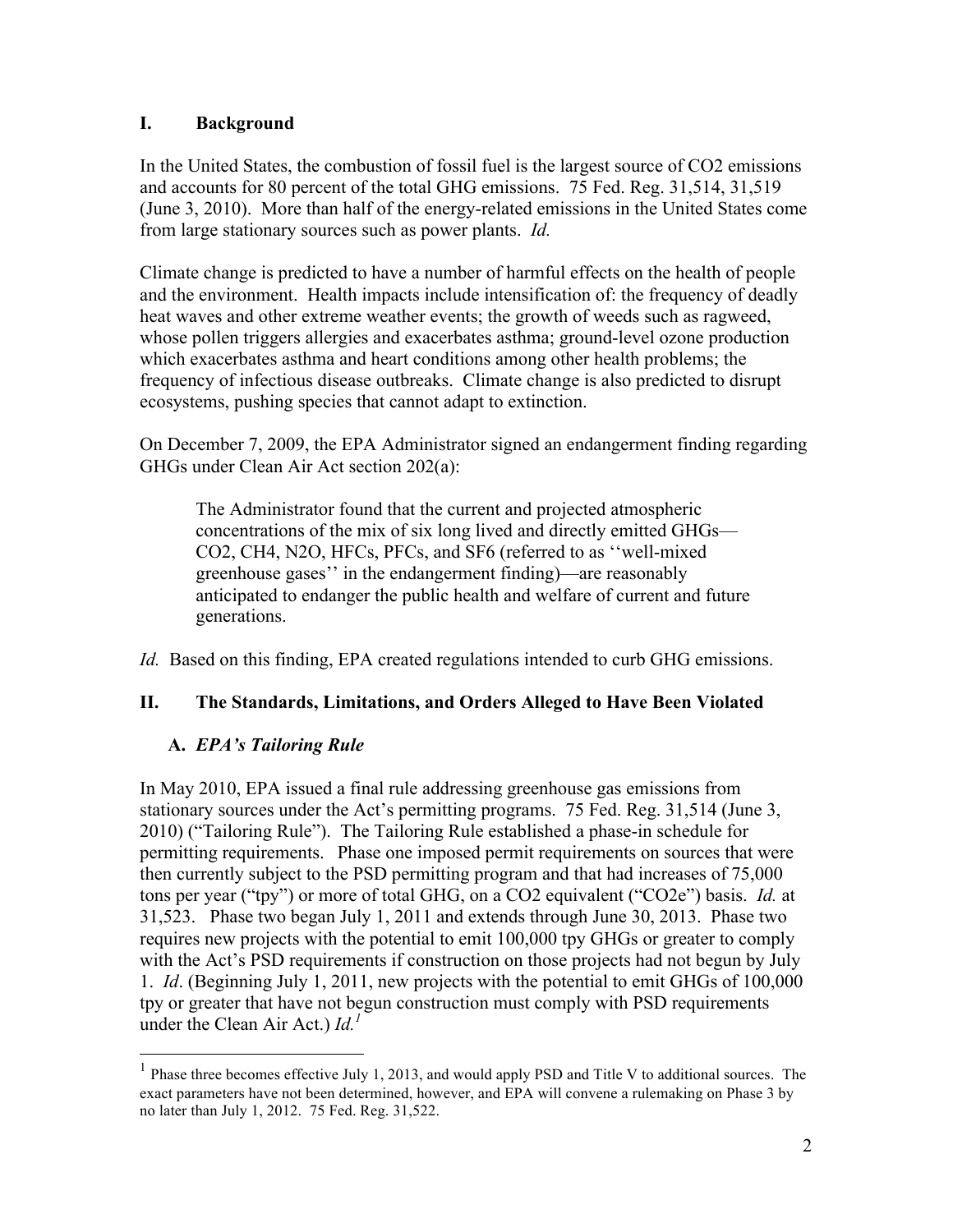## I. Background

In the United States, the combustion of fossil fuel is the largest source of $CO_2$ emissions and accounts for 80 percent of the total GHG emissions. 75 Fed. Reg. 31,514, 31,519 (June 3, 2010). More than half of the energy-related emissions in the United States come from large stationary sources such as power plants. *Id.*

Climate change is predicted to have a number of harmful effects on the health of people and the environment. Health impacts include intensification of: the frequency of deadly heat waves and other extreme weather events; the growth of weeds such as ragweed, whose pollen triggers allergies and exacerbates asthma; ground-level ozone production which exacerbates asthma and heart conditions among other health problems; the frequency of infectious disease outbreaks. Climate change is also predicted to disrupt ecosystems, pushing species that cannot adapt to extinction.

On December 7, 2009, the EPA Administrator signed an endangerment finding regarding GHGs under Clean Air Act section 202(a):

> The Administrator found that the current and projected atmospheric concentrations of the mix of six long lived and directly emitted GHGs—$CO_2$, $CH_4$, $N_2O$, HFCs, PFCs, and $SF_6$ (referred to as ''well-mixed greenhouse gases'' in the endangerment finding)—are reasonably anticipated to endanger the public health and welfare of current and future generations.

*Id.* Based on this finding, EPA created regulations intended to curb GHG emissions.

## II. The Standards, Limitations, and Orders Alleged to Have Been Violated

### A. *EPA's Tailoring Rule*

In May 2010, EPA issued a final rule addressing greenhouse gas emissions from stationary sources under the Act's permitting programs. 75 Fed. Reg. 31,514 (June 3, 2010) ("Tailoring Rule"). The Tailoring Rule established a phase-in schedule for permitting requirements. Phase one imposed permit requirements on sources that were then currently subject to the PSD permitting program and that had increases of 75,000 tons per year ("tpy") or more of total GHG, on a $CO_2$ equivalent ("$CO_2e$") basis. *Id.* at 31,523. Phase two began July 1, 2011 and extends through June 30, 2013. Phase two requires new projects with the potential to emit 100,000 tpy GHGs or greater to comply with the Act's PSD requirements if construction on those projects had not begun by July 1. *Id*. (Beginning July 1, 2011, new projects with the potential to emit GHGs of 100,000 tpy or greater that have not begun construction must comply with PSD requirements under the Clean Air Act.) *Id.*[1]

[1] Phase three becomes effective July 1, 2013, and would apply PSD and Title V to additional sources. The exact parameters have not been determined, however, and EPA will convene a rulemaking on Phase 3 by no later than July 1, 2012. 75 Fed. Reg. 31,522.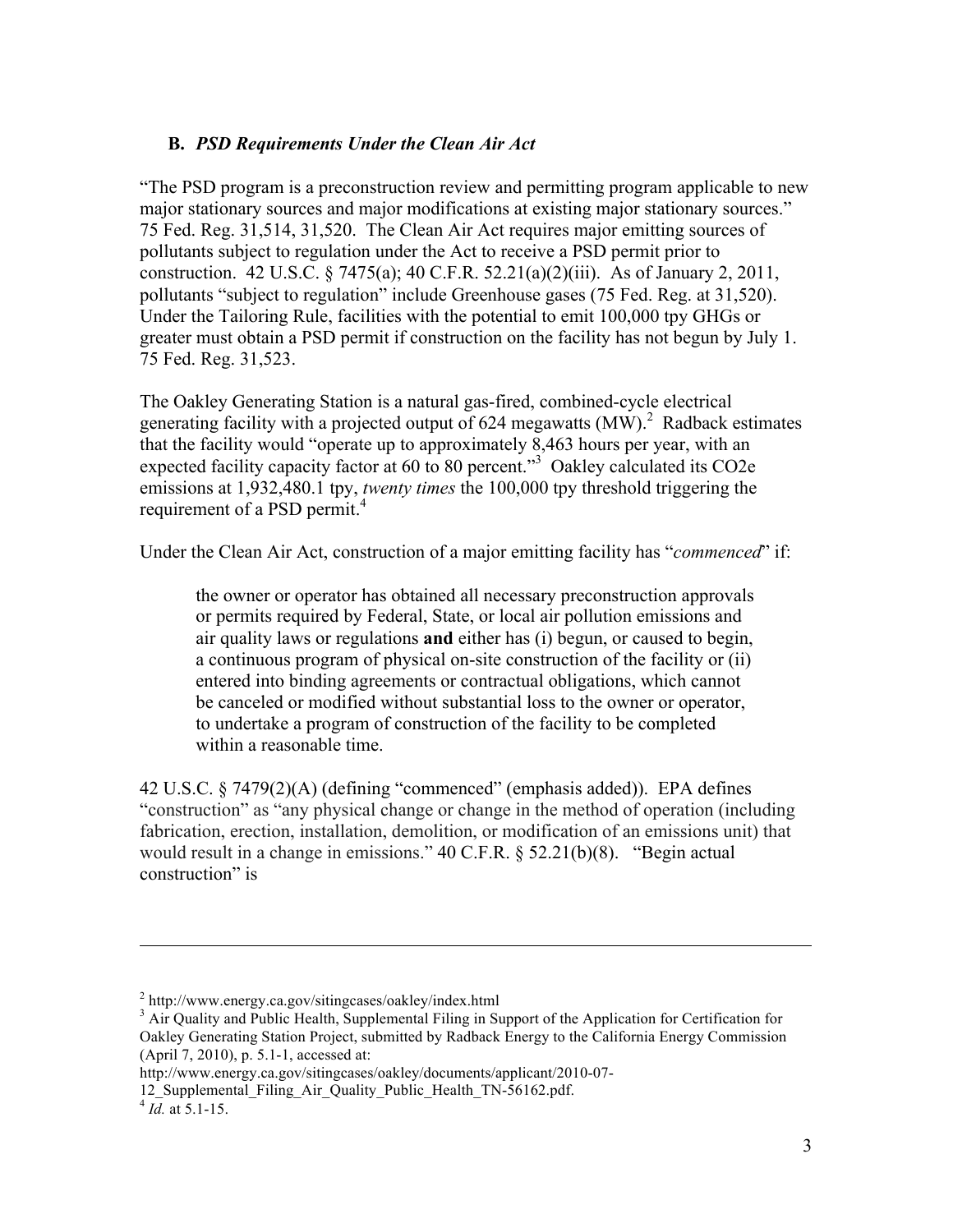### B. *PSD Requirements Under the Clean Air Act*

"The PSD program is a preconstruction review and permitting program applicable to new major stationary sources and major modifications at existing major stationary sources." 75 Fed. Reg. 31,514, 31,520. The Clean Air Act requires major emitting sources of pollutants subject to regulation under the Act to receive a PSD permit prior to construction. 42 U.S.C. § 7475(a); 40 C.F.R. 52.21(a)(2)(iii). As of January 2, 2011, pollutants "subject to regulation" include Greenhouse gases (75 Fed. Reg. at 31,520). Under the Tailoring Rule, facilities with the potential to emit 100,000 tpy GHGs or greater must obtain a PSD permit if construction on the facility has not begun by July 1. 75 Fed. Reg. 31,523.

The Oakley Generating Station is a natural gas-fired, combined-cycle electrical generating facility with a projected output of 624 megawatts (MW).[2] Radback estimates that the facility would "operate up to approximately 8,463 hours per year, with an expected facility capacity factor at 60 to 80 percent."[3] Oakley calculated its CO2e emissions at 1,932,480.1 tpy, *twenty times* the 100,000 tpy threshold triggering the requirement of a PSD permit.[4]

Under the Clean Air Act, construction of a major emitting facility has "*commenced*" if:

> the owner or operator has obtained all necessary preconstruction approvals or permits required by Federal, State, or local air pollution emissions and air quality laws or regulations **and** either has (i) begun, or caused to begin, a continuous program of physical on-site construction of the facility or (ii) entered into binding agreements or contractual obligations, which cannot be canceled or modified without substantial loss to the owner or operator, to undertake a program of construction of the facility to be completed within a reasonable time.

42 U.S.C. § 7479(2)(A) (defining "commenced" (emphasis added)). EPA defines "construction" as "any physical change or change in the method of operation (including fabrication, erection, installation, demolition, or modification of an emissions unit) that would result in a change in emissions." 40 C.F.R. § 52.21(b)(8). "Begin actual construction" is

---

[2] http://www.energy.ca.gov/sitingcases/oakley/index.html

[3] Air Quality and Public Health, Supplemental Filing in Support of the Application for Certification for Oakley Generating Station Project, submitted by Radback Energy to the California Energy Commission (April 7, 2010), p. 5.1-1, accessed at: http://www.energy.ca.gov/sitingcases/oakley/documents/applicant/2010-07-12_Supplemental_Filing_Air_Quality_Public_Health_TN-56162.pdf.

[4] *Id.* at 5.1-15.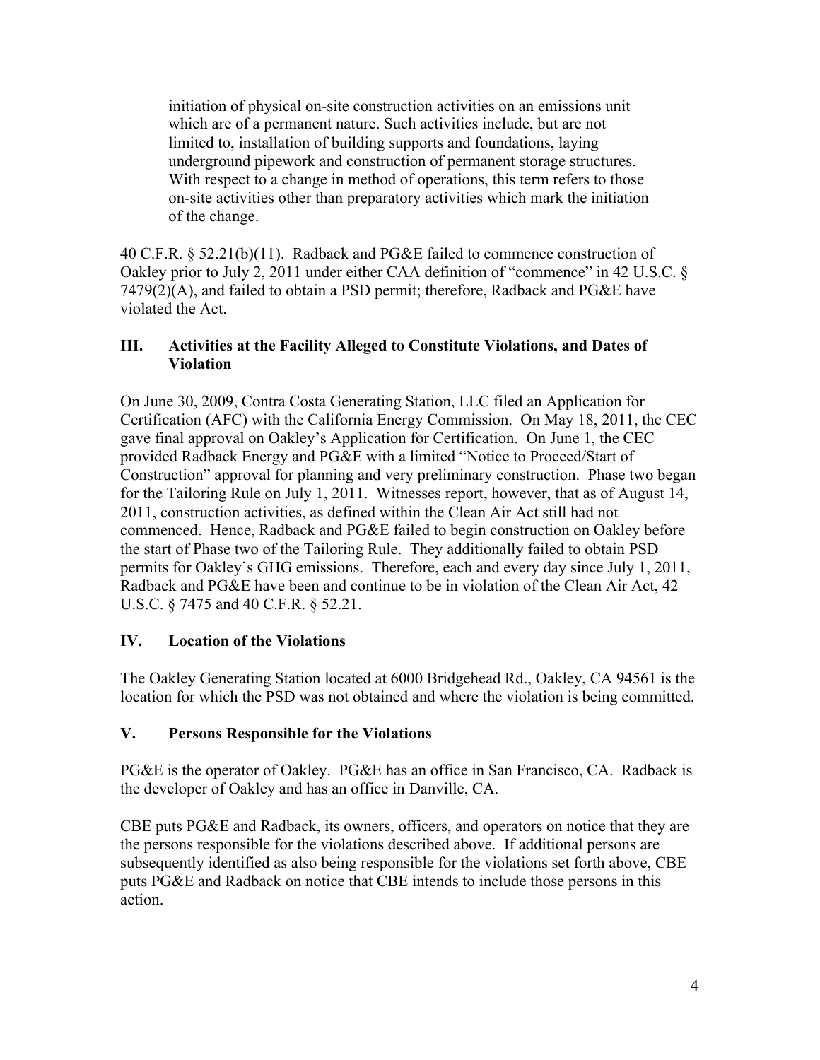> initiation of physical on-site construction activities on an emissions unit which are of a permanent nature. Such activities include, but are not limited to, installation of building supports and foundations, laying underground pipework and construction of permanent storage structures. With respect to a change in method of operations, this term refers to those on-site activities other than preparatory activities which mark the initiation of the change.

40 C.F.R. § 52.21(b)(11). Radback and PG&E failed to commence construction of Oakley prior to July 2, 2011 under either CAA definition of "commence" in 42 U.S.C. § 7479(2)(A), and failed to obtain a PSD permit; therefore, Radback and PG&E have violated the Act.

## III. Activities at the Facility Alleged to Constitute Violations, and Dates of Violation

On June 30, 2009, Contra Costa Generating Station, LLC filed an Application for Certification (AFC) with the California Energy Commission. On May 18, 2011, the CEC gave final approval on Oakley's Application for Certification. On June 1, the CEC provided Radback Energy and PG&E with a limited "Notice to Proceed/Start of Construction" approval for planning and very preliminary construction. Phase two began for the Tailoring Rule on July 1, 2011. Witnesses report, however, that as of August 14, 2011, construction activities, as defined within the Clean Air Act still had not commenced. Hence, Radback and PG&E failed to begin construction on Oakley before the start of Phase two of the Tailoring Rule. They additionally failed to obtain PSD permits for Oakley's GHG emissions. Therefore, each and every day since July 1, 2011, Radback and PG&E have been and continue to be in violation of the Clean Air Act, 42 U.S.C. § 7475 and 40 C.F.R. § 52.21.

## IV. Location of the Violations

The Oakley Generating Station located at 6000 Bridgehead Rd., Oakley, CA 94561 is the location for which the PSD was not obtained and where the violation is being committed.

## V. Persons Responsible for the Violations

PG&E is the operator of Oakley. PG&E has an office in San Francisco, CA. Radback is the developer of Oakley and has an office in Danville, CA.

CBE puts PG&E and Radback, its owners, officers, and operators on notice that they are the persons responsible for the violations described above. If additional persons are subsequently identified as also being responsible for the violations set forth above, CBE puts PG&E and Radback on notice that CBE intends to include those persons in this action.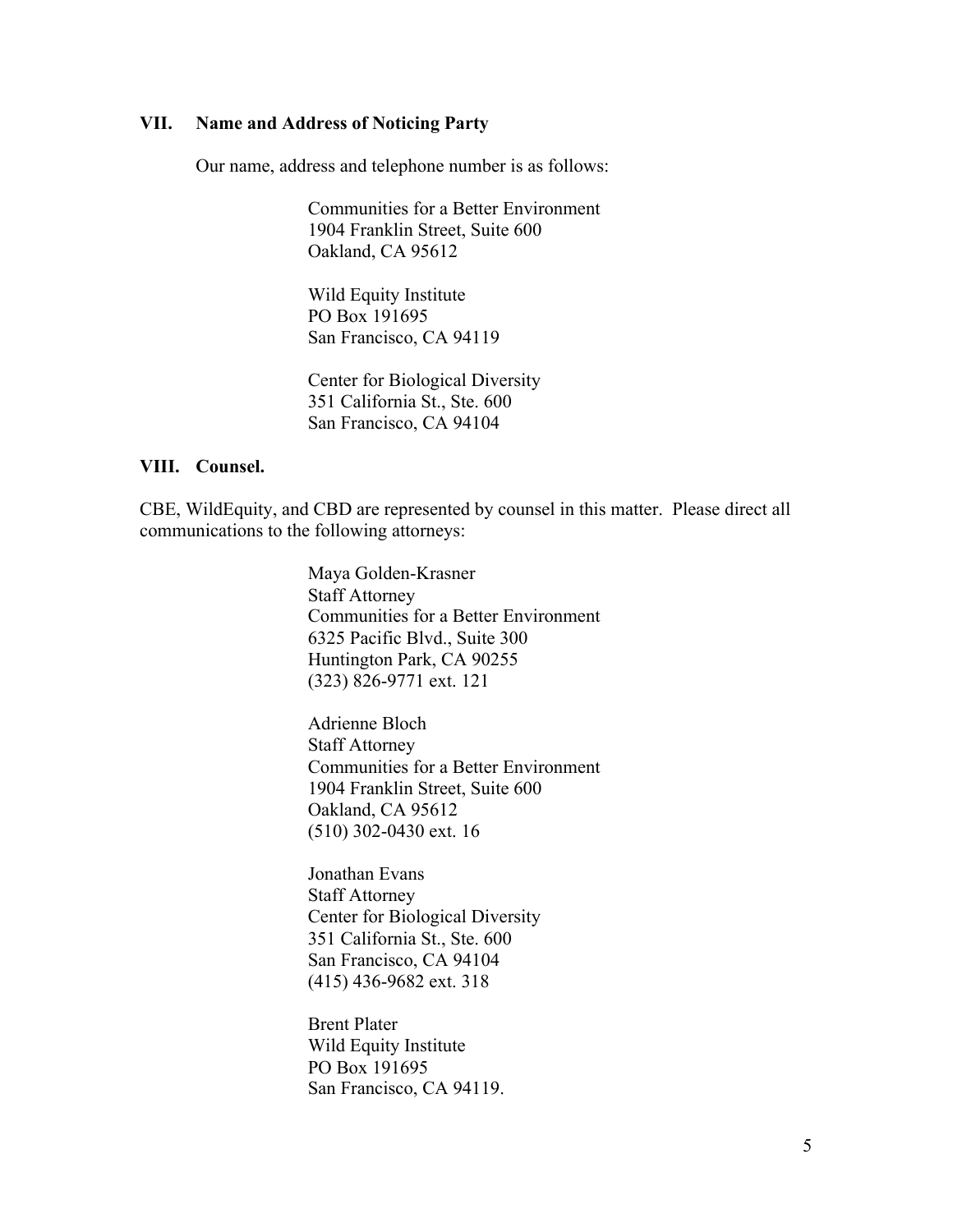## VII. Name and Address of Noticing Party

Our name, address and telephone number is as follows:

Communities for a Better Environment
1904 Franklin Street, Suite 600
Oakland, CA 95612

Wild Equity Institute
PO Box 191695
San Francisco, CA 94119

Center for Biological Diversity
351 California St., Ste. 600
San Francisco, CA 94104

## VIII. Counsel.

CBE, WildEquity, and CBD are represented by counsel in this matter. Please direct all communications to the following attorneys:

Maya Golden-Krasner
Staff Attorney
Communities for a Better Environment
6325 Pacific Blvd., Suite 300
Huntington Park, CA 90255
(323) 826-9771 ext. 121

Adrienne Bloch
Staff Attorney
Communities for a Better Environment
1904 Franklin Street, Suite 600
Oakland, CA 95612
(510) 302-0430 ext. 16

Jonathan Evans
Staff Attorney
Center for Biological Diversity
351 California St., Ste. 600
San Francisco, CA 94104
(415) 436-9682 ext. 318

Brent Plater
Wild Equity Institute
PO Box 191695
San Francisco, CA 94119.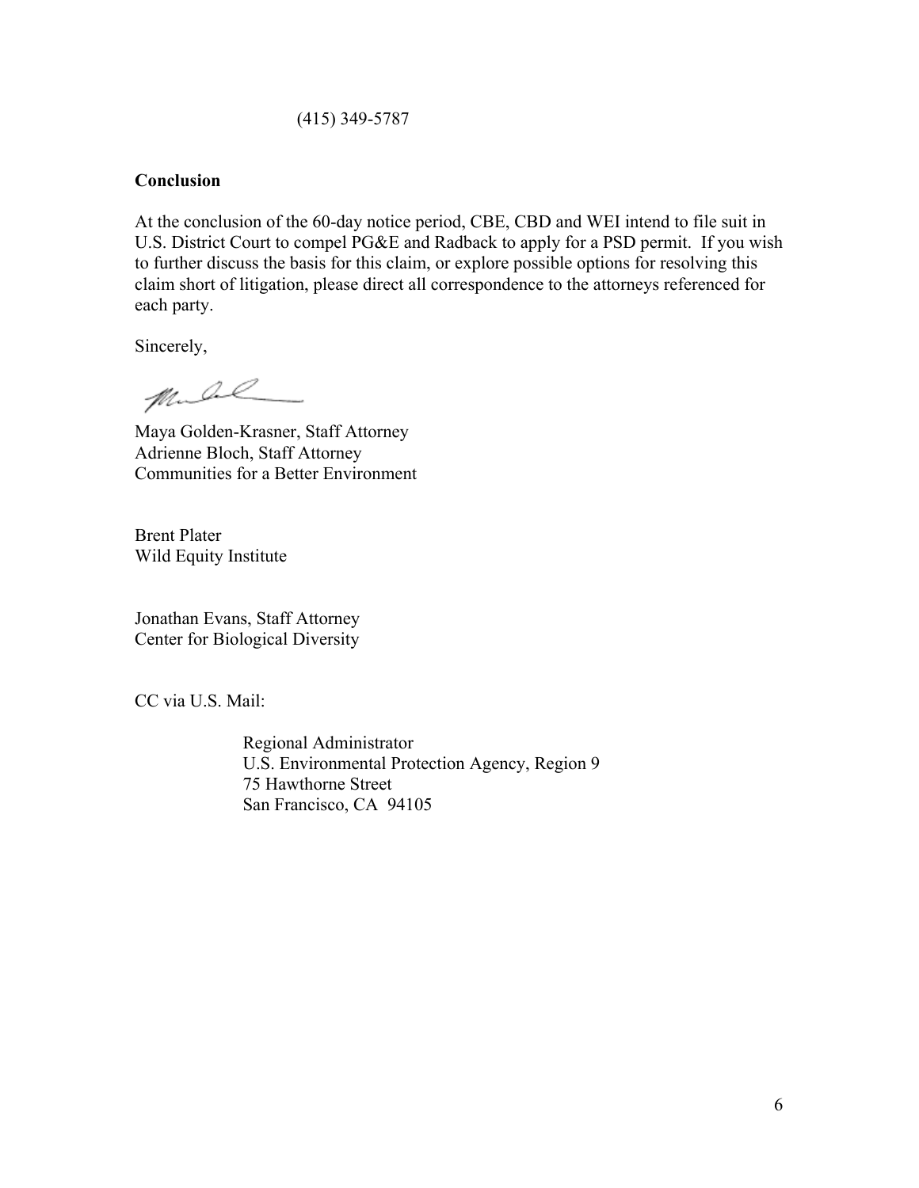(415) 349-5787

**Conclusion**

At the conclusion of the 60-day notice period, CBE, CBD and WEI intend to file suit in U.S. District Court to compel PG&E and Radback to apply for a PSD permit. If you wish to further discuss the basis for this claim, or explore possible options for resolving this claim short of litigation, please direct all correspondence to the attorneys referenced for each party.

Sincerely,

Maya Golden-Krasner, Staff Attorney
Adrienne Bloch, Staff Attorney
Communities for a Better Environment

Brent Plater
Wild Equity Institute

Jonathan Evans, Staff Attorney
Center for Biological Diversity

CC via U.S. Mail:

Regional Administrator
U.S. Environmental Protection Agency, Region 9
75 Hawthorne Street
San Francisco, CA 94105